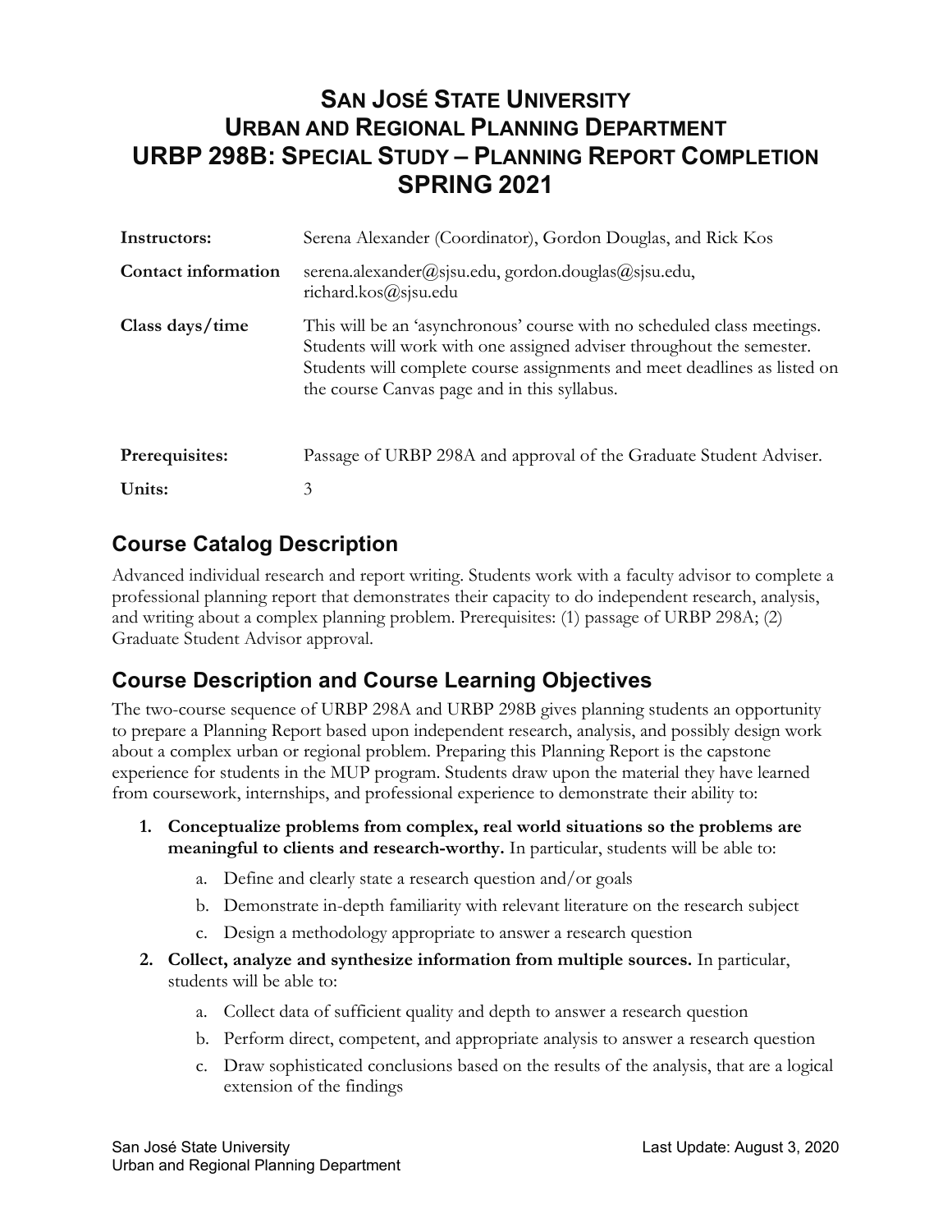# San José State University
# Urban and Regional Planning Department
# URBP 298B: Special Study – Planning Report Completion
# SPRING 2021

| | |
|---|---|
| **Instructors:** | Serena Alexander (Coordinator), Gordon Douglas, and Rick Kos |
| **Contact information** | serena.alexander@sjsu.edu, gordon.douglas@sjsu.edu, richard.kos@sjsu.edu |
| **Class days/time** | This will be an 'asynchronous' course with no scheduled class meetings. Students will work with one assigned adviser throughout the semester. Students will complete course assignments and meet deadlines as listed on the course Canvas page and in this syllabus. |
| **Prerequisites:** | Passage of URBP 298A and approval of the Graduate Student Adviser. |
| **Units:** | 3 |

## Course Catalog Description

Advanced individual research and report writing. Students work with a faculty advisor to complete a professional planning report that demonstrates their capacity to do independent research, analysis, and writing about a complex planning problem. Prerequisites: (1) passage of URBP 298A; (2) Graduate Student Advisor approval.

## Course Description and Course Learning Objectives

The two-course sequence of URBP 298A and URBP 298B gives planning students an opportunity to prepare a Planning Report based upon independent research, analysis, and possibly design work about a complex urban or regional problem. Preparing this Planning Report is the capstone experience for students in the MUP program. Students draw upon the material they have learned from coursework, internships, and professional experience to demonstrate their ability to:

1. **Conceptualize problems from complex, real world situations so the problems are meaningful to clients and research-worthy.** In particular, students will be able to:
   a. Define and clearly state a research question and/or goals
   b. Demonstrate in-depth familiarity with relevant literature on the research subject
   c. Design a methodology appropriate to answer a research question
2. **Collect, analyze and synthesize information from multiple sources.** In particular, students will be able to:
   a. Collect data of sufficient quality and depth to answer a research question
   b. Perform direct, competent, and appropriate analysis to answer a research question
   c. Draw sophisticated conclusions based on the results of the analysis, that are a logical extension of the findings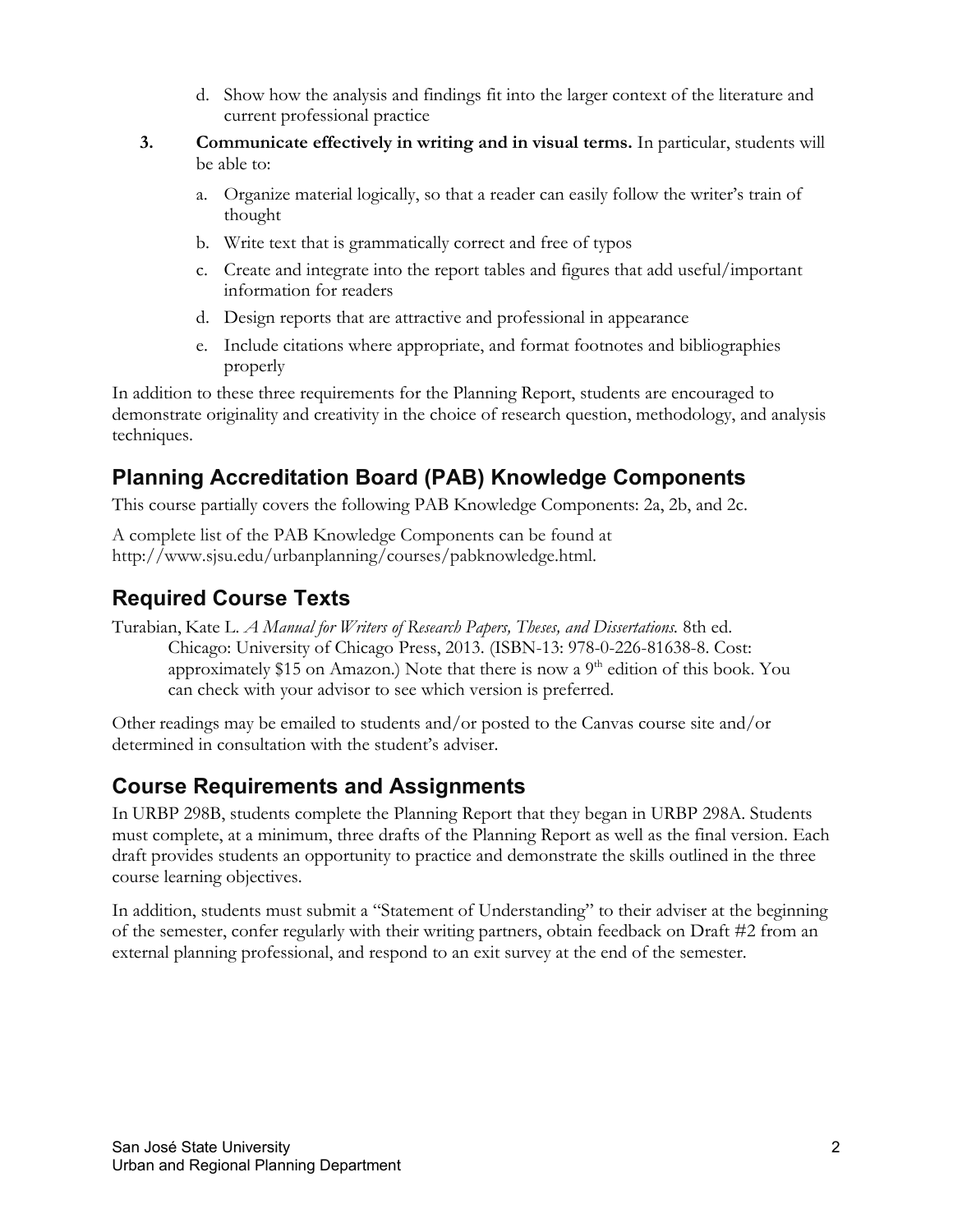d. Show how the analysis and findings fit into the larger context of the literature and current professional practice

3. **Communicate effectively in writing and in visual terms.** In particular, students will be able to:

    a. Organize material logically, so that a reader can easily follow the writer's train of thought

    b. Write text that is grammatically correct and free of typos

    c. Create and integrate into the report tables and figures that add useful/important information for readers

    d. Design reports that are attractive and professional in appearance

    e. Include citations where appropriate, and format footnotes and bibliographies properly

In addition to these three requirements for the Planning Report, students are encouraged to demonstrate originality and creativity in the choice of research question, methodology, and analysis techniques.

## Planning Accreditation Board (PAB) Knowledge Components

This course partially covers the following PAB Knowledge Components: 2a, 2b, and 2c.

A complete list of the PAB Knowledge Components can be found at http://www.sjsu.edu/urbanplanning/courses/pabknowledge.html.

## Required Course Texts

Turabian, Kate L. *A Manual for Writers of Research Papers, Theses, and Dissertations.* 8th ed. Chicago: University of Chicago Press, 2013. (ISBN-13: 978-0-226-81638-8. Cost: approximately $15 on Amazon.) Note that there is now a 9th edition of this book. You can check with your advisor to see which version is preferred.

Other readings may be emailed to students and/or posted to the Canvas course site and/or determined in consultation with the student's adviser.

## Course Requirements and Assignments

In URBP 298B, students complete the Planning Report that they began in URBP 298A. Students must complete, at a minimum, three drafts of the Planning Report as well as the final version. Each draft provides students an opportunity to practice and demonstrate the skills outlined in the three course learning objectives.

In addition, students must submit a "Statement of Understanding" to their adviser at the beginning of the semester, confer regularly with their writing partners, obtain feedback on Draft #2 from an external planning professional, and respond to an exit survey at the end of the semester.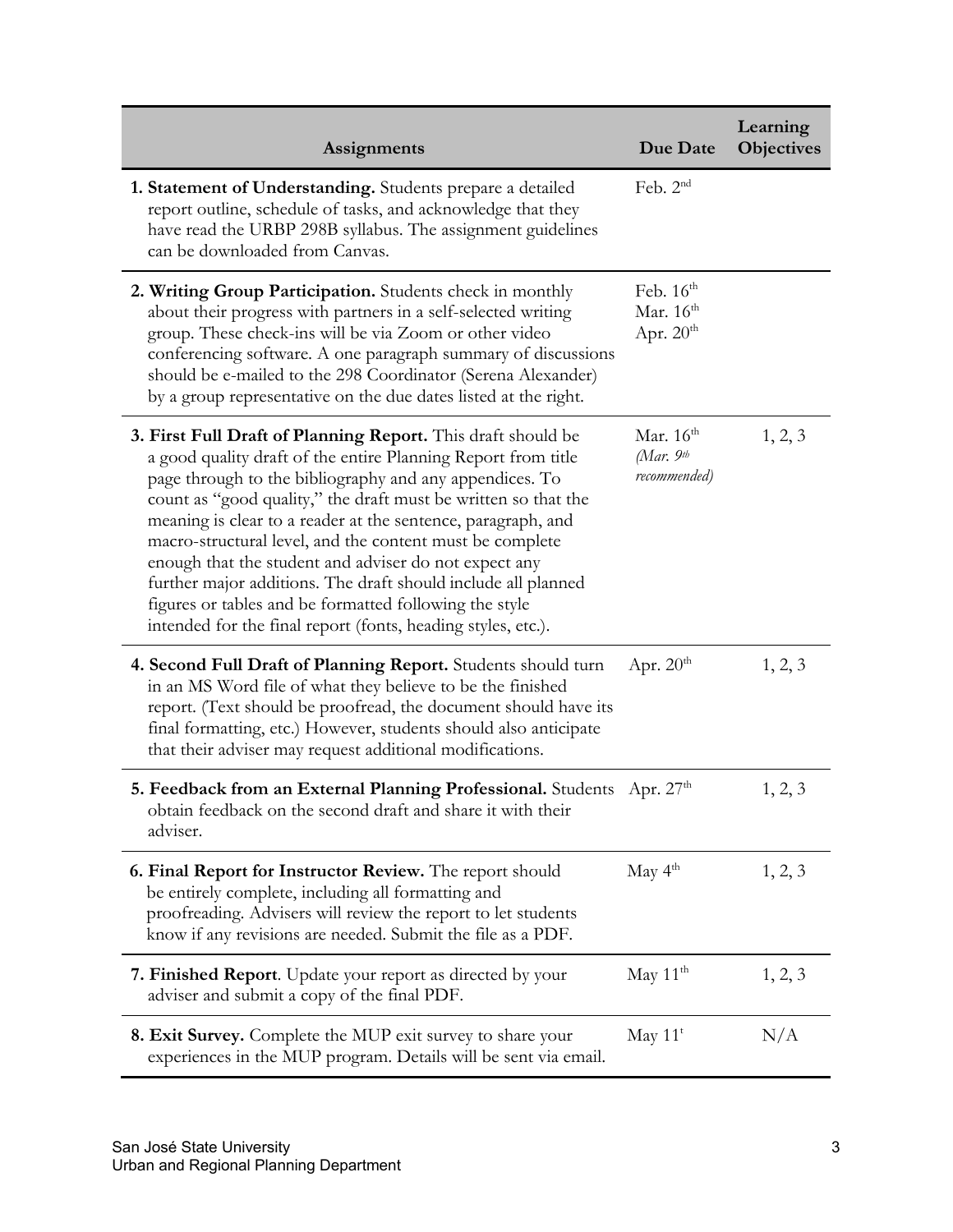| Assignments | Due Date | Learning Objectives |
| --- | --- | --- |
| **1. Statement of Understanding.** Students prepare a detailed report outline, schedule of tasks, and acknowledge that they have read the URBP 298B syllabus. The assignment guidelines can be downloaded from Canvas. | Feb. 2nd | |
| **2. Writing Group Participation.** Students check in monthly about their progress with partners in a self-selected writing group. These check-ins will be via Zoom or other video conferencing software. A one paragraph summary of discussions should be e-mailed to the 298 Coordinator (Serena Alexander) by a group representative on the due dates listed at the right. | Feb. 16th<br>Mar. 16th<br>Apr. 20th | |
| **3. First Full Draft of Planning Report.** This draft should be a good quality draft of the entire Planning Report from title page through to the bibliography and any appendices. To count as "good quality," the draft must be written so that the meaning is clear to a reader at the sentence, paragraph, and macro-structural level, and the content must be complete enough that the student and adviser do not expect any further major additions. The draft should include all planned figures or tables and be formatted following the style intended for the final report (fonts, heading styles, etc.). | Mar. 16th<br>*(Mar. 9th recommended)* | 1, 2, 3 |
| **4. Second Full Draft of Planning Report.** Students should turn in an MS Word file of what they believe to be the finished report. (Text should be proofread, the document should have its final formatting, etc.) However, students should also anticipate that their adviser may request additional modifications. | Apr. 20th | 1, 2, 3 |
| **5. Feedback from an External Planning Professional.** Students obtain feedback on the second draft and share it with their adviser. | Apr. 27th | 1, 2, 3 |
| **6. Final Report for Instructor Review.** The report should be entirely complete, including all formatting and proofreading. Advisers will review the report to let students know if any revisions are needed. Submit the file as a PDF. | May 4th | 1, 2, 3 |
| **7. Finished Report**. Update your report as directed by your adviser and submit a copy of the final PDF. | May 11th | 1, 2, 3 |
| **8. Exit Survey.** Complete the MUP exit survey to share your experiences in the MUP program. Details will be sent via email. | May 11t | N/A |

San José State University
Urban and Regional Planning Department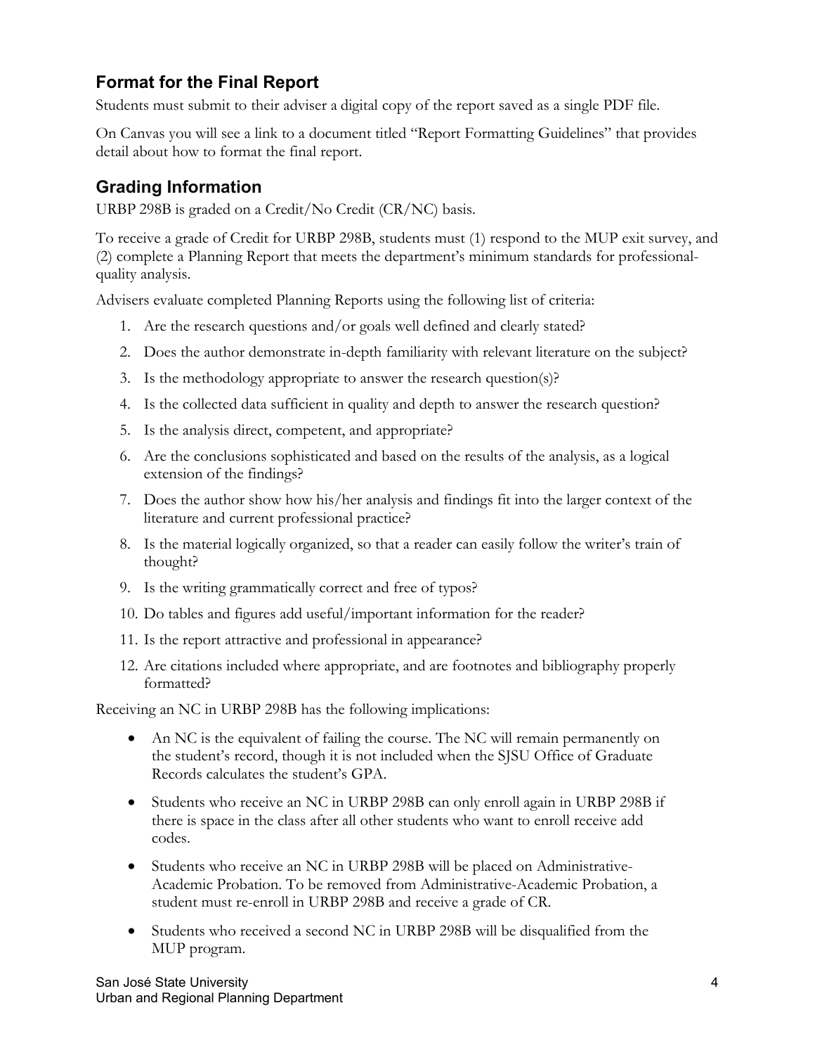## Format for the Final Report

Students must submit to their adviser a digital copy of the report saved as a single PDF file.

On Canvas you will see a link to a document titled "Report Formatting Guidelines" that provides detail about how to format the final report.

## Grading Information

URBP 298B is graded on a Credit/No Credit (CR/NC) basis.

To receive a grade of Credit for URBP 298B, students must (1) respond to the MUP exit survey, and (2) complete a Planning Report that meets the department's minimum standards for professional-quality analysis.

Advisers evaluate completed Planning Reports using the following list of criteria:

1. Are the research questions and/or goals well defined and clearly stated?
2. Does the author demonstrate in-depth familiarity with relevant literature on the subject?
3. Is the methodology appropriate to answer the research question(s)?
4. Is the collected data sufficient in quality and depth to answer the research question?
5. Is the analysis direct, competent, and appropriate?
6. Are the conclusions sophisticated and based on the results of the analysis, as a logical extension of the findings?
7. Does the author show how his/her analysis and findings fit into the larger context of the literature and current professional practice?
8. Is the material logically organized, so that a reader can easily follow the writer's train of thought?
9. Is the writing grammatically correct and free of typos?
10. Do tables and figures add useful/important information for the reader?
11. Is the report attractive and professional in appearance?
12. Are citations included where appropriate, and are footnotes and bibliography properly formatted?

Receiving an NC in URBP 298B has the following implications:

- An NC is the equivalent of failing the course. The NC will remain permanently on the student's record, though it is not included when the SJSU Office of Graduate Records calculates the student's GPA.
- Students who receive an NC in URBP 298B can only enroll again in URBP 298B if there is space in the class after all other students who want to enroll receive add codes.
- Students who receive an NC in URBP 298B will be placed on Administrative-Academic Probation. To be removed from Administrative-Academic Probation, a student must re-enroll in URBP 298B and receive a grade of CR.
- Students who received a second NC in URBP 298B will be disqualified from the MUP program.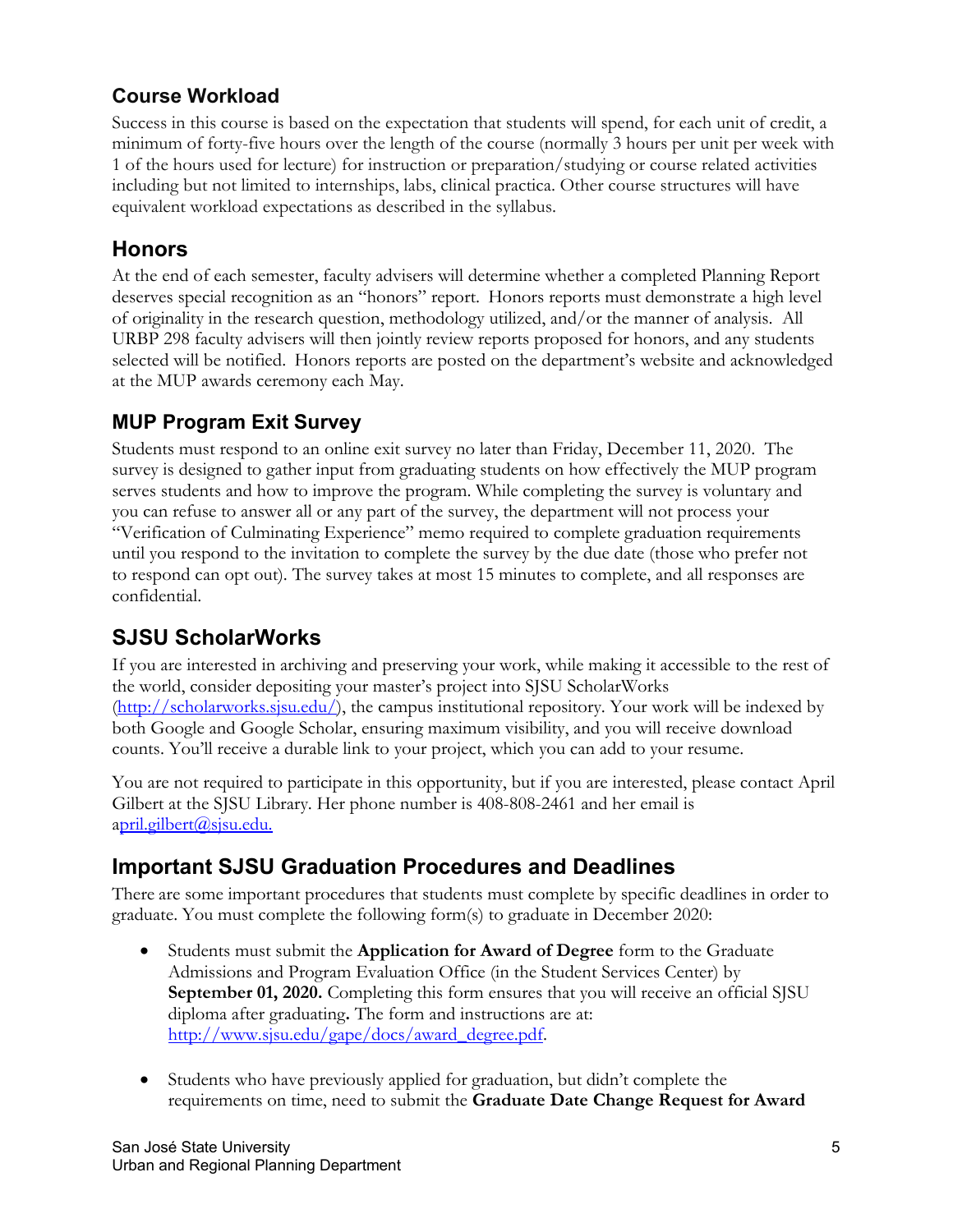## Course Workload

Success in this course is based on the expectation that students will spend, for each unit of credit, a minimum of forty-five hours over the length of the course (normally 3 hours per unit per week with 1 of the hours used for lecture) for instruction or preparation/studying or course related activities including but not limited to internships, labs, clinical practica. Other course structures will have equivalent workload expectations as described in the syllabus.

## Honors

At the end of each semester, faculty advisers will determine whether a completed Planning Report deserves special recognition as an "honors" report. Honors reports must demonstrate a high level of originality in the research question, methodology utilized, and/or the manner of analysis. All URBP 298 faculty advisers will then jointly review reports proposed for honors, and any students selected will be notified. Honors reports are posted on the department's website and acknowledged at the MUP awards ceremony each May.

## MUP Program Exit Survey

Students must respond to an online exit survey no later than Friday, December 11, 2020. The survey is designed to gather input from graduating students on how effectively the MUP program serves students and how to improve the program. While completing the survey is voluntary and you can refuse to answer all or any part of the survey, the department will not process your "Verification of Culminating Experience" memo required to complete graduation requirements until you respond to the invitation to complete the survey by the due date (those who prefer not to respond can opt out). The survey takes at most 15 minutes to complete, and all responses are confidential.

## SJSU ScholarWorks

If you are interested in archiving and preserving your work, while making it accessible to the rest of the world, consider depositing your master's project into SJSU ScholarWorks (http://scholarworks.sjsu.edu/), the campus institutional repository. Your work will be indexed by both Google and Google Scholar, ensuring maximum visibility, and you will receive download counts. You'll receive a durable link to your project, which you can add to your resume.

You are not required to participate in this opportunity, but if you are interested, please contact April Gilbert at the SJSU Library. Her phone number is 408-808-2461 and her email is april.gilbert@sjsu.edu.

## Important SJSU Graduation Procedures and Deadlines

There are some important procedures that students must complete by specific deadlines in order to graduate. You must complete the following form(s) to graduate in December 2020:

- Students must submit the **Application for Award of Degree** form to the Graduate Admissions and Program Evaluation Office (in the Student Services Center) by **September 01, 2020.** Completing this form ensures that you will receive an official SJSU diploma after graduating**.** The form and instructions are at: http://www.sjsu.edu/gape/docs/award_degree.pdf.

- Students who have previously applied for graduation, but didn't complete the requirements on time, need to submit the **Graduate Date Change Request for Award**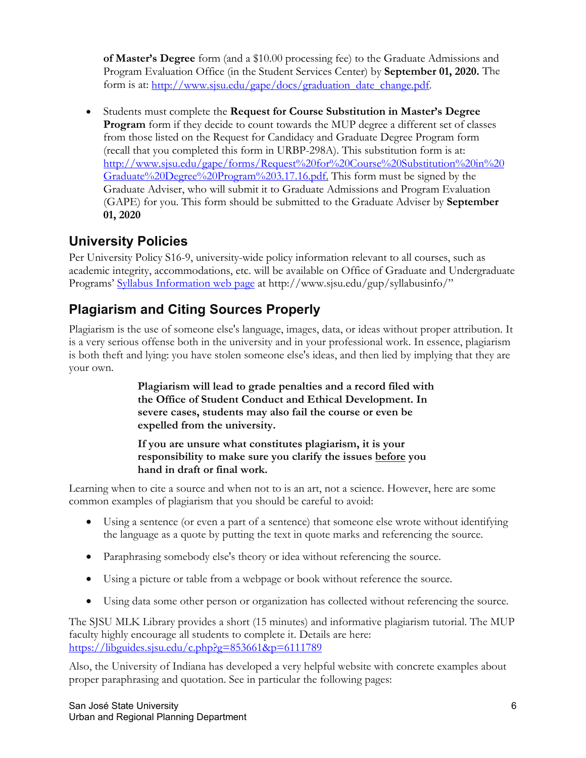**of Master's Degree** form (and a $10.00 processing fee) to the Graduate Admissions and Program Evaluation Office (in the Student Services Center) by **September 01, 2020.** The form is at: [http://www.sjsu.edu/gape/docs/graduation_date_change.pdf](http://www.sjsu.edu/gape/docs/graduation_date_change.pdf).

- Students must complete the **Request for Course Substitution in Master's Degree Program** form if they decide to count towards the MUP degree a different set of classes from those listed on the Request for Candidacy and Graduate Degree Program form (recall that you completed this form in URBP-298A). This substitution form is at: [http://www.sjsu.edu/gape/forms/Request%20for%20Course%20Substitution%20in%20Graduate%20Degree%20Program%203.17.16.pdf.](http://www.sjsu.edu/gape/forms/Request%20for%20Course%20Substitution%20in%20Graduate%20Degree%20Program%203.17.16.pdf) This form must be signed by the Graduate Adviser, who will submit it to Graduate Admissions and Program Evaluation (GAPE) for you. This form should be submitted to the Graduate Adviser by **September 01, 2020**

## University Policies

Per University Policy S16-9, university-wide policy information relevant to all courses, such as academic integrity, accommodations, etc. will be available on Office of Graduate and Undergraduate Programs' [Syllabus Information web page](http://www.sjsu.edu/gup/syllabusinfo/) at http://www.sjsu.edu/gup/syllabusinfo/"

## Plagiarism and Citing Sources Properly

Plagiarism is the use of someone else's language, images, data, or ideas without proper attribution. It is a very serious offense both in the university and in your professional work. In essence, plagiarism is both theft and lying: you have stolen someone else's ideas, and then lied by implying that they are your own.

> **Plagiarism will lead to grade penalties and a record filed with the Office of Student Conduct and Ethical Development. In severe cases, students may also fail the course or even be expelled from the university.**
>
> **If you are unsure what constitutes plagiarism, it is your responsibility to make sure you clarify the issues <u>before</u> you hand in draft or final work.**

Learning when to cite a source and when not to is an art, not a science. However, here are some common examples of plagiarism that you should be careful to avoid:

- Using a sentence (or even a part of a sentence) that someone else wrote without identifying the language as a quote by putting the text in quote marks and referencing the source.
- Paraphrasing somebody else's theory or idea without referencing the source.
- Using a picture or table from a webpage or book without reference the source.
- Using data some other person or organization has collected without referencing the source.

The SJSU MLK Library provides a short (15 minutes) and informative plagiarism tutorial. The MUP faculty highly encourage all students to complete it. Details are here: [https://libguides.sjsu.edu/c.php?g=853661&p=6111789](https://libguides.sjsu.edu/c.php?g=853661&p=6111789)

Also, the University of Indiana has developed a very helpful website with concrete examples about proper paraphrasing and quotation. See in particular the following pages: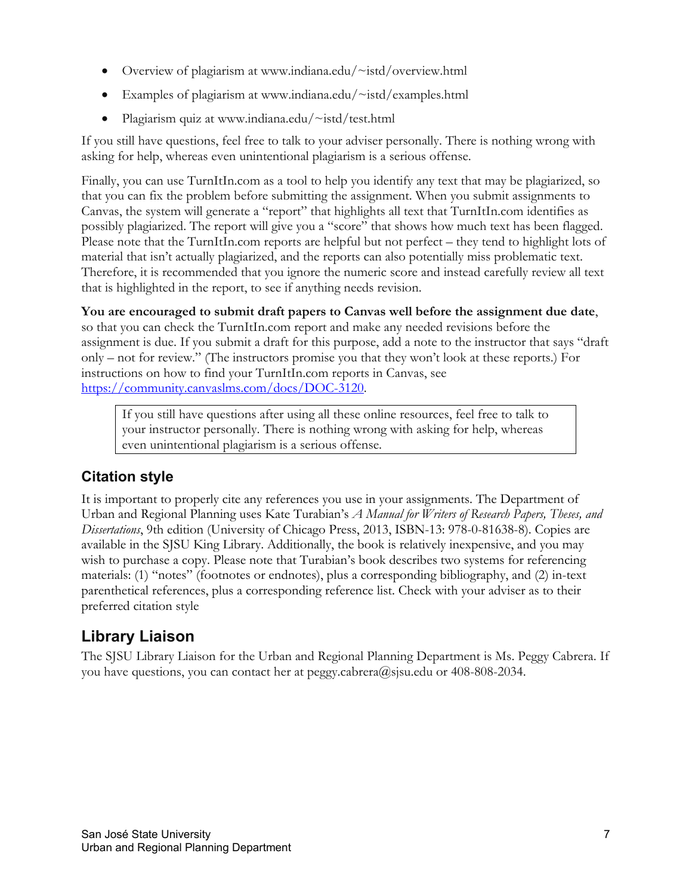- Overview of plagiarism at www.indiana.edu/~istd/overview.html
- Examples of plagiarism at www.indiana.edu/~istd/examples.html
- Plagiarism quiz at www.indiana.edu/~istd/test.html

If you still have questions, feel free to talk to your adviser personally. There is nothing wrong with asking for help, whereas even unintentional plagiarism is a serious offense.

Finally, you can use TurnItIn.com as a tool to help you identify any text that may be plagiarized, so that you can fix the problem before submitting the assignment. When you submit assignments to Canvas, the system will generate a "report" that highlights all text that TurnItIn.com identifies as possibly plagiarized. The report will give you a "score" that shows how much text has been flagged. Please note that the TurnItIn.com reports are helpful but not perfect – they tend to highlight lots of material that isn't actually plagiarized, and the reports can also potentially miss problematic text. Therefore, it is recommended that you ignore the numeric score and instead carefully review all text that is highlighted in the report, to see if anything needs revision.

**You are encouraged to submit draft papers to Canvas well before the assignment due date**, so that you can check the TurnItIn.com report and make any needed revisions before the assignment is due. If you submit a draft for this purpose, add a note to the instructor that says "draft only – not for review." (The instructors promise you that they won't look at these reports.) For instructions on how to find your TurnItIn.com reports in Canvas, see [https://community.canvaslms.com/docs/DOC-3120](https://community.canvaslms.com/docs/DOC-3120).

> If you still have questions after using all these online resources, feel free to talk to your instructor personally. There is nothing wrong with asking for help, whereas even unintentional plagiarism is a serious offense.

## Citation style

It is important to properly cite any references you use in your assignments. The Department of Urban and Regional Planning uses Kate Turabian's *A Manual for Writers of Research Papers, Theses, and Dissertations*, 9th edition (University of Chicago Press, 2013, ISBN-13: 978-0-81638-8). Copies are available in the SJSU King Library. Additionally, the book is relatively inexpensive, and you may wish to purchase a copy. Please note that Turabian's book describes two systems for referencing materials: (1) "notes" (footnotes or endnotes), plus a corresponding bibliography, and (2) in-text parenthetical references, plus a corresponding reference list. Check with your adviser as to their preferred citation style

## Library Liaison

The SJSU Library Liaison for the Urban and Regional Planning Department is Ms. Peggy Cabrera. If you have questions, you can contact her at peggy.cabrera@sjsu.edu or 408-808-2034.